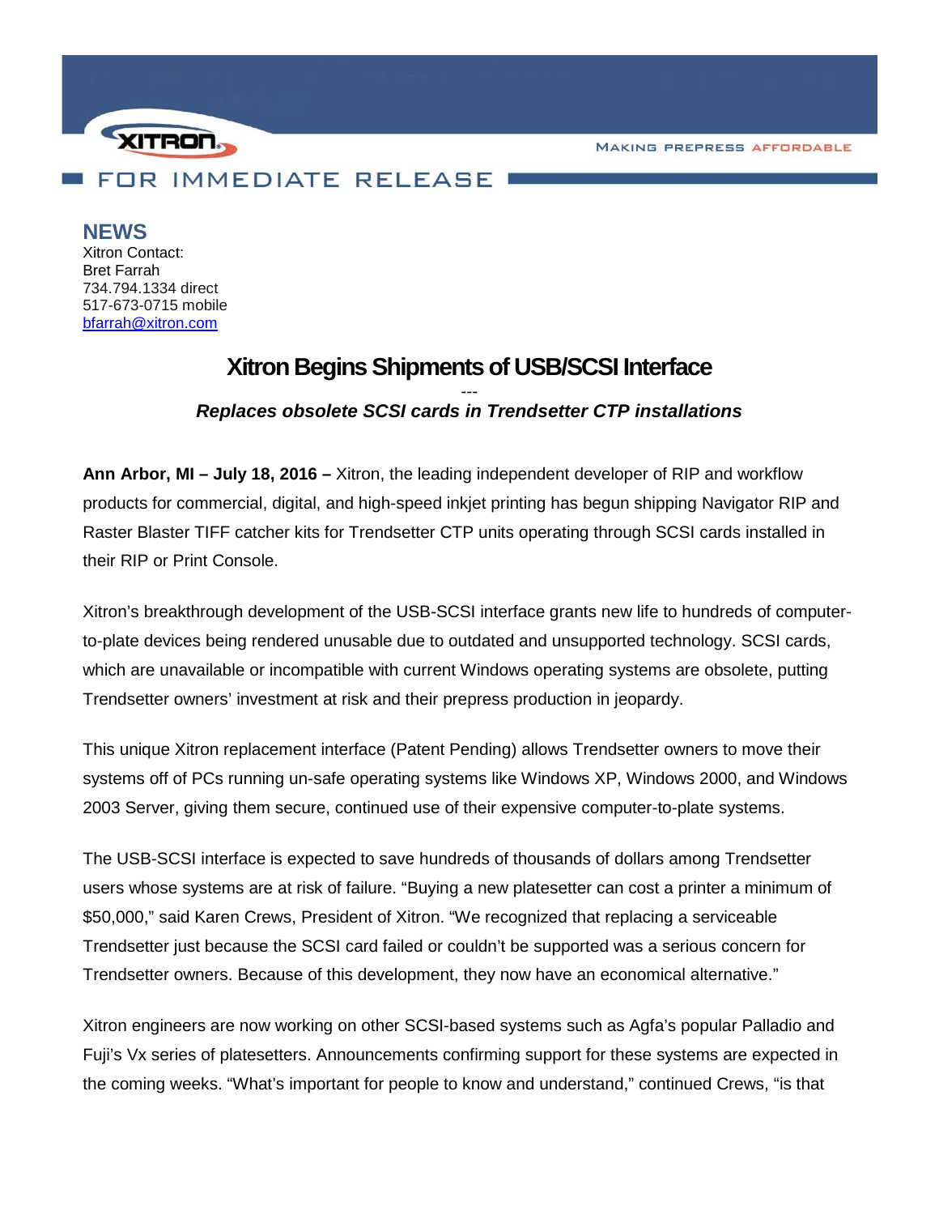XITRON

MAKING PREPRESS AFFORDABLE

FOR IMMEDIATE RELEASE

## NEWS

Xitron Contact:
Bret Farrah
734.794.1334 direct
517-673-0715 mobile
bfarrah@xitron.com

# Xitron Begins Shipments of USB/SCSI Interface

---

***Replaces obsolete SCSI cards in Trendsetter CTP installations***

**Ann Arbor, MI – July 18, 2016 –** Xitron, the leading independent developer of RIP and workflow products for commercial, digital, and high-speed inkjet printing has begun shipping Navigator RIP and Raster Blaster TIFF catcher kits for Trendsetter CTP units operating through SCSI cards installed in their RIP or Print Console.

Xitron's breakthrough development of the USB-SCSI interface grants new life to hundreds of computer-to-plate devices being rendered unusable due to outdated and unsupported technology. SCSI cards, which are unavailable or incompatible with current Windows operating systems are obsolete, putting Trendsetter owners' investment at risk and their prepress production in jeopardy.

This unique Xitron replacement interface (Patent Pending) allows Trendsetter owners to move their systems off of PCs running un-safe operating systems like Windows XP, Windows 2000, and Windows 2003 Server, giving them secure, continued use of their expensive computer-to-plate systems.

The USB-SCSI interface is expected to save hundreds of thousands of dollars among Trendsetter users whose systems are at risk of failure. "Buying a new platesetter can cost a printer a minimum of $50,000," said Karen Crews, President of Xitron. "We recognized that replacing a serviceable Trendsetter just because the SCSI card failed or couldn't be supported was a serious concern for Trendsetter owners. Because of this development, they now have an economical alternative."

Xitron engineers are now working on other SCSI-based systems such as Agfa's popular Palladio and Fuji's Vx series of platesetters. Announcements confirming support for these systems are expected in the coming weeks. "What's important for people to know and understand," continued Crews, "is that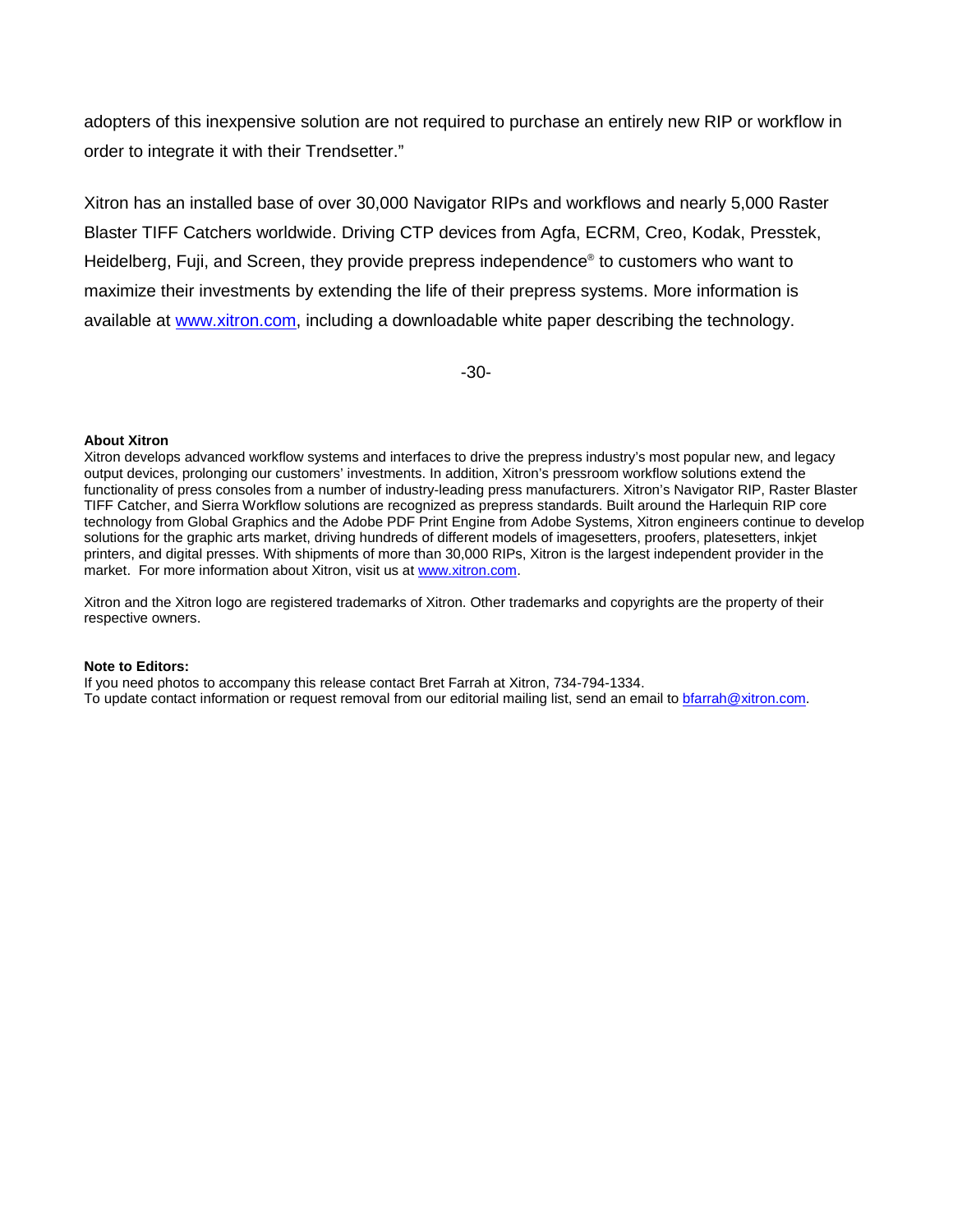adopters of this inexpensive solution are not required to purchase an entirely new RIP or workflow in order to integrate it with their Trendsetter."

Xitron has an installed base of over 30,000 Navigator RIPs and workflows and nearly 5,000 Raster Blaster TIFF Catchers worldwide. Driving CTP devices from Agfa, ECRM, Creo, Kodak, Presstek, Heidelberg, Fuji, and Screen, they provide prepress independence® to customers who want to maximize their investments by extending the life of their prepress systems. More information is available at [www.xitron.com](http://www.xitron.com), including a downloadable white paper describing the technology.

-30-

**About Xitron**

Xitron develops advanced workflow systems and interfaces to drive the prepress industry's most popular new, and legacy output devices, prolonging our customers' investments. In addition, Xitron's pressroom workflow solutions extend the functionality of press consoles from a number of industry-leading press manufacturers. Xitron's Navigator RIP, Raster Blaster TIFF Catcher, and Sierra Workflow solutions are recognized as prepress standards. Built around the Harlequin RIP core technology from Global Graphics and the Adobe PDF Print Engine from Adobe Systems, Xitron engineers continue to develop solutions for the graphic arts market, driving hundreds of different models of imagesetters, proofers, platesetters, inkjet printers, and digital presses. With shipments of more than 30,000 RIPs, Xitron is the largest independent provider in the market. For more information about Xitron, visit us at [www.xitron.com](http://www.xitron.com).

Xitron and the Xitron logo are registered trademarks of Xitron. Other trademarks and copyrights are the property of their respective owners.

**Note to Editors:**

If you need photos to accompany this release contact Bret Farrah at Xitron, 734-794-1334.
To update contact information or request removal from our editorial mailing list, send an email to [bfarrah@xitron.com](mailto:bfarrah@xitron.com).